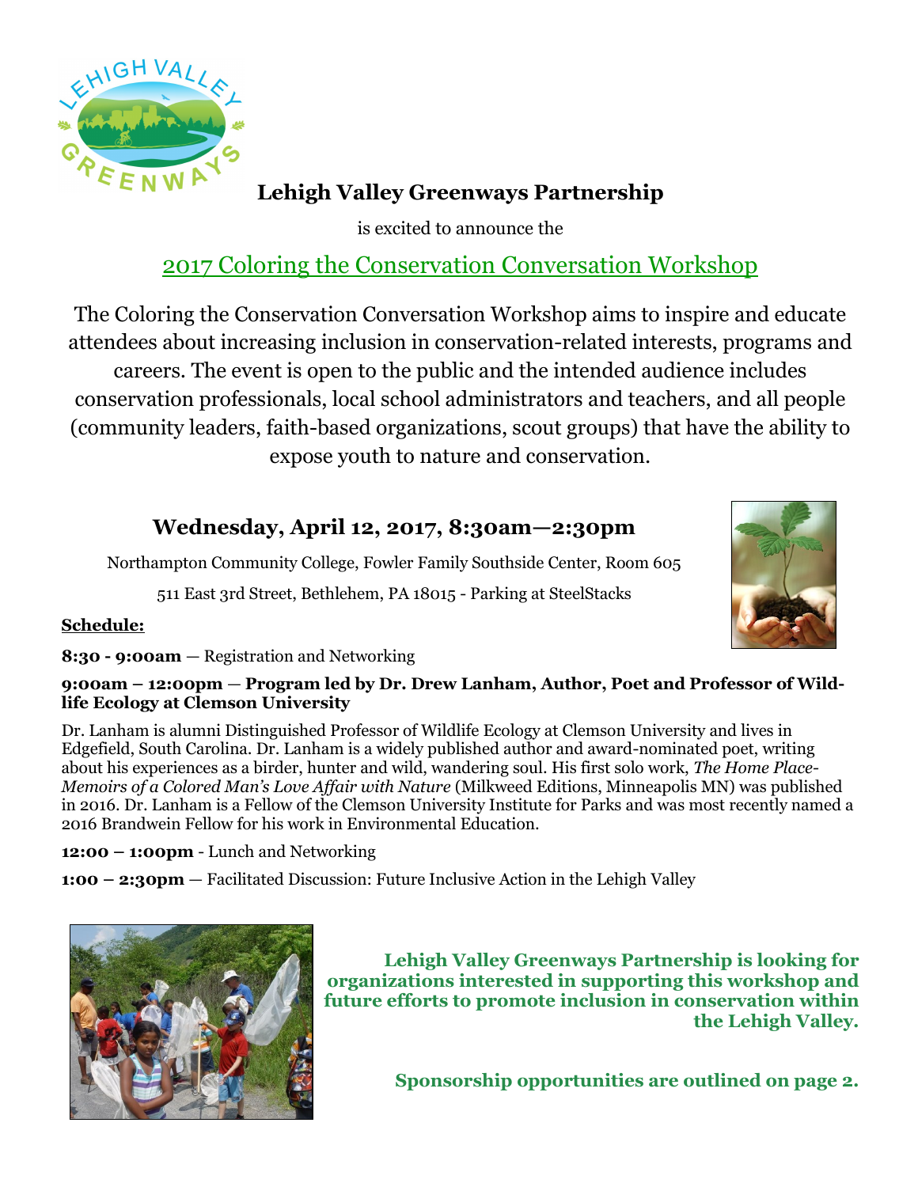# Lehigh Valley Greenways Partnership

is excited to announce the

## 2017 Coloring the Conservation Conversation Workshop

The Coloring the Conservation Conversation Workshop aims to inspire and educate attendees about increasing inclusion in conservation-related interests, programs and careers. The event is open to the public and the intended audience includes conservation professionals, local school administrators and teachers, and all people (community leaders, faith-based organizations, scout groups) that have the ability to expose youth to nature and conservation.

### Wednesday, April 12, 2017, 8:30am—2:30pm

Northampton Community College, Fowler Family Southside Center, Room 605

511 East 3rd Street, Bethlehem, PA 18015 - Parking at SteelStacks

**Schedule:**

**8:30 - 9:00am** — Registration and Networking

**9:00am – 12:00pm — Program led by Dr. Drew Lanham, Author, Poet and Professor of Wildlife Ecology at Clemson University**

Dr. Lanham is alumni Distinguished Professor of Wildlife Ecology at Clemson University and lives in Edgefield, South Carolina. Dr. Lanham is a widely published author and award-nominated poet, writing about his experiences as a birder, hunter and wild, wandering soul. His first solo work, *The Home Place-Memoirs of a Colored Man's Love Affair with Nature* (Milkweed Editions, Minneapolis MN) was published in 2016. Dr. Lanham is a Fellow of the Clemson University Institute for Parks and was most recently named a 2016 Brandwein Fellow for his work in Environmental Education.

**12:00 – 1:00pm** - Lunch and Networking

**1:00 – 2:30pm** — Facilitated Discussion: Future Inclusive Action in the Lehigh Valley

**Lehigh Valley Greenways Partnership is looking for organizations interested in supporting this workshop and future efforts to promote inclusion in conservation within the Lehigh Valley.**

**Sponsorship opportunities are outlined on page 2.**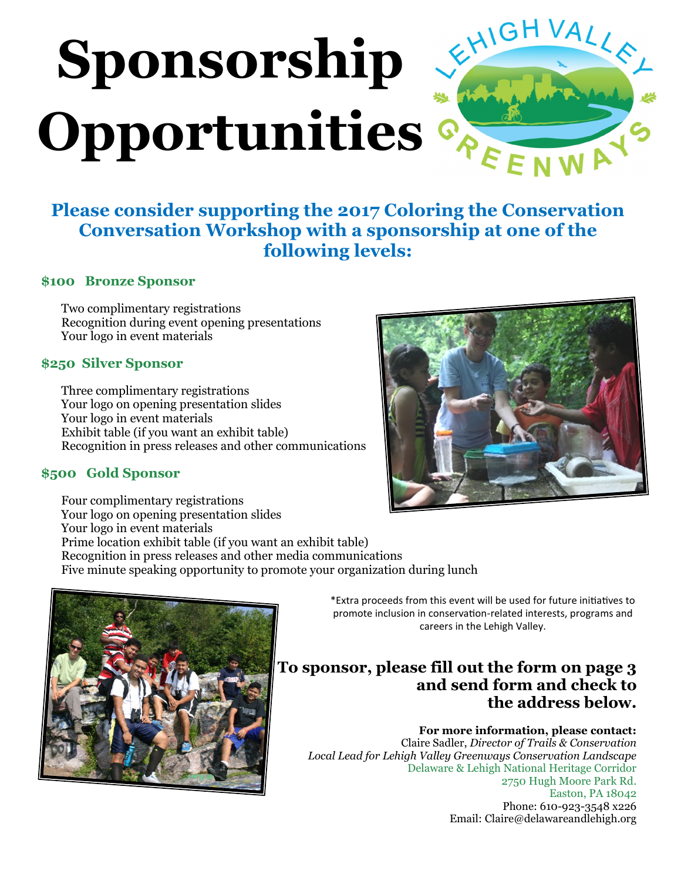# Sponsorship Opportunities

## Please consider supporting the 2017 Coloring the Conservation Conversation Workshop with a sponsorship at one of the following levels:

### $100 Bronze Sponsor

Two complimentary registrations
Recognition during event opening presentations
Your logo in event materials

### $250 Silver Sponsor

Three complimentary registrations
Your logo on opening presentation slides
Your logo in event materials
Exhibit table (if you want an exhibit table)
Recognition in press releases and other communications

### $500 Gold Sponsor

Four complimentary registrations
Your logo on opening presentation slides
Your logo in event materials
Prime location exhibit table (if you want an exhibit table)
Recognition in press releases and other media communications
Five minute speaking opportunity to promote your organization during lunch

*Extra proceeds from this event will be used for future initiatives to promote inclusion in conservation-related interests, programs and careers in the Lehigh Valley.

## To sponsor, please fill out the form on page 3 and send form and check to the address below.

**For more information, please contact:**
Claire Sadler, *Director of Trails & Conservation*
*Local Lead for Lehigh Valley Greenways Conservation Landscape*
Delaware & Lehigh National Heritage Corridor
2750 Hugh Moore Park Rd.
Easton, PA 18042
Phone: 610-923-3548 x226
Email: Claire@delawareandlehigh.org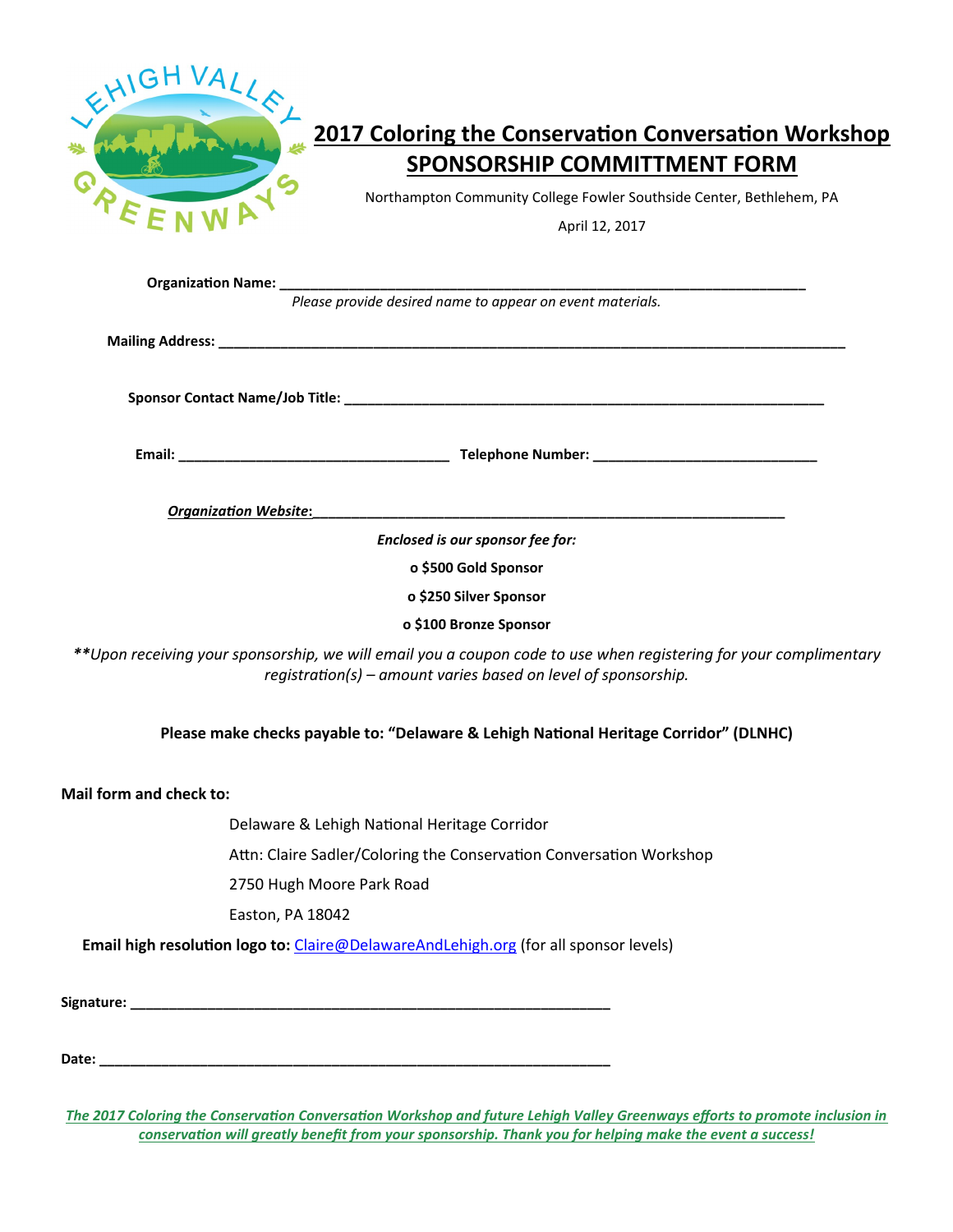# 2017 Coloring the Conservation Conversation Workshop

## SPONSORSHIP COMMITTMENT FORM

Northampton Community College Fowler Southside Center, Bethlehem, PA

April 12, 2017

**Organization Name:** ______________________________________________________________

*Please provide desired name to appear on event materials.*

**Mailing Address:** ______________________________________________________________

**Sponsor Contact Name/Job Title:** ______________________________________________________________

**Email:** ___________________________________ **Telephone Number:** _____________________________

***Organization Website*:**______________________________________________________________

***Enclosed is our sponsor fee for:***

**o $500 Gold Sponsor**

**o $250 Silver Sponsor**

**o $100 Bronze Sponsor**

***\*\*****Upon receiving your sponsorship, we will email you a coupon code to use when registering for your complimentary registration(s) – amount varies based on level of sponsorship.*

**Please make checks payable to: "Delaware & Lehigh National Heritage Corridor" (DLNHC)**

**Mail form and check to:**

Delaware & Lehigh National Heritage Corridor
Attn: Claire Sadler/Coloring the Conservation Conversation Workshop
2750 Hugh Moore Park Road
Easton, PA 18042

**Email high resolution logo to:** Claire@DelawareAndLehigh.org (for all sponsor levels)

**Signature:** ______________________________________________________________

**Date:** ______________________________________________________________

***The 2017 Coloring the Conservation Conversation Workshop and future Lehigh Valley Greenways efforts to promote inclusion in conservation will greatly benefit from your sponsorship. Thank you for helping make the event a success!***